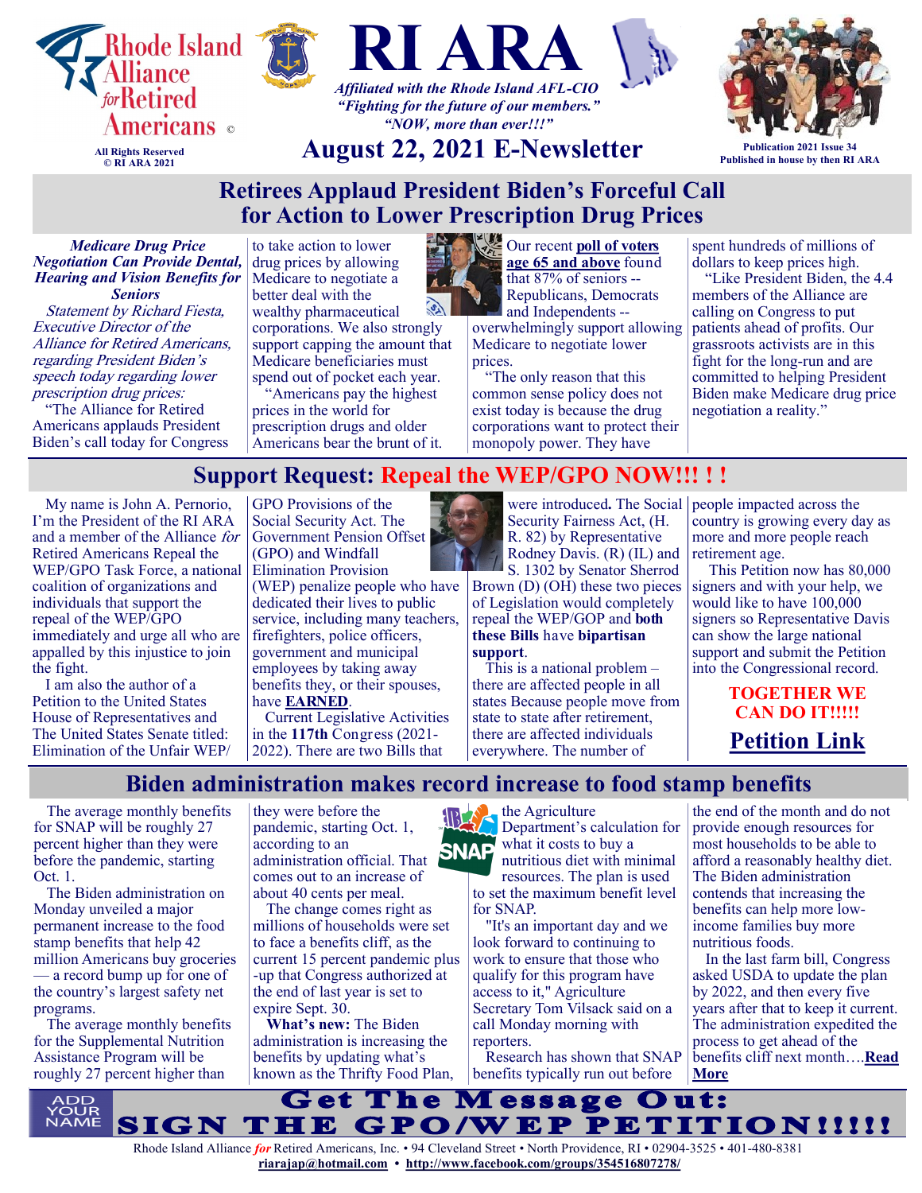Rhode Island Alliance *for* Retired Americans ©

All Rights Reserved
© RI ARA 2021

# RI ARA

*Affiliated with the Rhode Island AFL-CIO*
*"Fighting for the future of our members."*
*"NOW, more than ever!!!"*

## August 22, 2021 E-Newsletter

Publication 2021 Issue 34
Published in house by then RI ARA

## Retirees Applaud President Biden's Forceful Call for Action to Lower Prescription Drug Prices

***Medicare Drug Price Negotiation Can Provide Dental, Hearing and Vision Benefits for Seniors***

*Statement by Richard Fiesta, Executive Director of the Alliance for Retired Americans, regarding President Biden's speech today regarding lower prescription drug prices:*

"The Alliance for Retired Americans applauds President Biden's call today for Congress to take action to lower drug prices by allowing Medicare to negotiate a better deal with the wealthy pharmaceutical corporations. We also strongly support capping the amount that Medicare beneficiaries must spend out of pocket each year.

"Americans pay the highest prices in the world for prescription drugs and older Americans bear the brunt of it. Our recent **poll of voters age 65 and above** found that 87% of seniors -- Republicans, Democrats and Independents -- overwhelmingly support allowing Medicare to negotiate lower prices.

"The only reason that this common sense policy does not exist today is because the drug corporations want to protect their monopoly power. They have spent hundreds of millions of dollars to keep prices high.

"Like President Biden, the 4.4 members of the Alliance are calling on Congress to put patients ahead of profits. Our grassroots activists are in this fight for the long-run and are committed to helping President Biden make Medicare drug price negotiation a reality."

## Support Request: Repeal the WEP/GPO NOW!!! ! !

My name is John A. Pernorio, I'm the President of the RI ARA and a member of the Alliance *for* Retired Americans Repeal the WEP/GPO Task Force, a national coalition of organizations and individuals that support the repeal of the WEP/GPO immediately and urge all who are appalled by this injustice to join the fight.

I am also the author of a Petition to the United States House of Representatives and The United States Senate titled: Elimination of the Unfair WEP/GPO Provisions of the Social Security Act. The Government Pension Offset (GPO) and Windfall Elimination Provision (WEP) penalize people who have dedicated their lives to public service, including many teachers, firefighters, police officers, government and municipal employees by taking away benefits they, or their spouses, have **EARNED**.

Current Legislative Activities in the **117th** Congress (2021-2022). There are two Bills that were introduced**.** The Social Security Fairness Act, (H. R. 82) by Representative Rodney Davis. (R) (IL) and S. 1302 by Senator Sherrod Brown (D) (OH) these two pieces of Legislation would completely repeal the WEP/GOP and **both these Bills** have **bipartisan support**.

This is a national problem – there are affected people in all states Because people move from state to state after retirement, there are affected individuals everywhere. The number of people impacted across the country is growing every day as more and more people reach retirement age.

This Petition now has 80,000 signers and with your help, we would like to have 100,000 signers so Representative Davis can show the large national support and submit the Petition into the Congressional record.

**TOGETHER WE CAN DO IT!!!!!**

**Petition Link**

## Biden administration makes record increase to food stamp benefits

The average monthly benefits for SNAP will be roughly 27 percent higher than they were before the pandemic, starting Oct. 1.

The Biden administration on Monday unveiled a major permanent increase to the food stamp benefits that help 42 million Americans buy groceries — a record bump up for one of the country's largest safety net programs.

The average monthly benefits for the Supplemental Nutrition Assistance Program will be roughly 27 percent higher than they were before the pandemic, starting Oct. 1, according to an administration official. That comes out to an increase of about 40 cents per meal.

The change comes right as millions of households were set to face a benefits cliff, as the current 15 percent pandemic plus-up that Congress authorized at the end of last year is set to expire Sept. 30.

**What's new:** The Biden administration is increasing the benefits by updating what's known as the Thrifty Food Plan, the Agriculture Department's calculation for what it costs to buy a nutritious diet with minimal resources. The plan is used to set the maximum benefit level for SNAP.

"It's an important day and we look forward to continuing to work to ensure that those who qualify for this program have access to it," Agriculture Secretary Tom Vilsack said on a call Monday morning with reporters.

Research has shown that SNAP benefits typically run out before the end of the month and do not provide enough resources for most households to be able to afford a reasonably healthy diet. The Biden administration contends that increasing the benefits can help more low-income families buy more nutritious foods.

In the last farm bill, Congress asked USDA to update the plan by 2022, and then every five years after that to keep it current. The administration expedited the process to get ahead of the benefits cliff next month….**Read More**

ADD YOUR NAME

**Get The Message Out: SIGN THE GPO/WEP PETITION!!!!!**

Rhode Island Alliance *for* Retired Americans, Inc. • 94 Cleveland Street • North Providence, RI • 02904-3525 • 401-480-8381
riarajap@hotmail.com • http://www.facebook.com/groups/354516807278/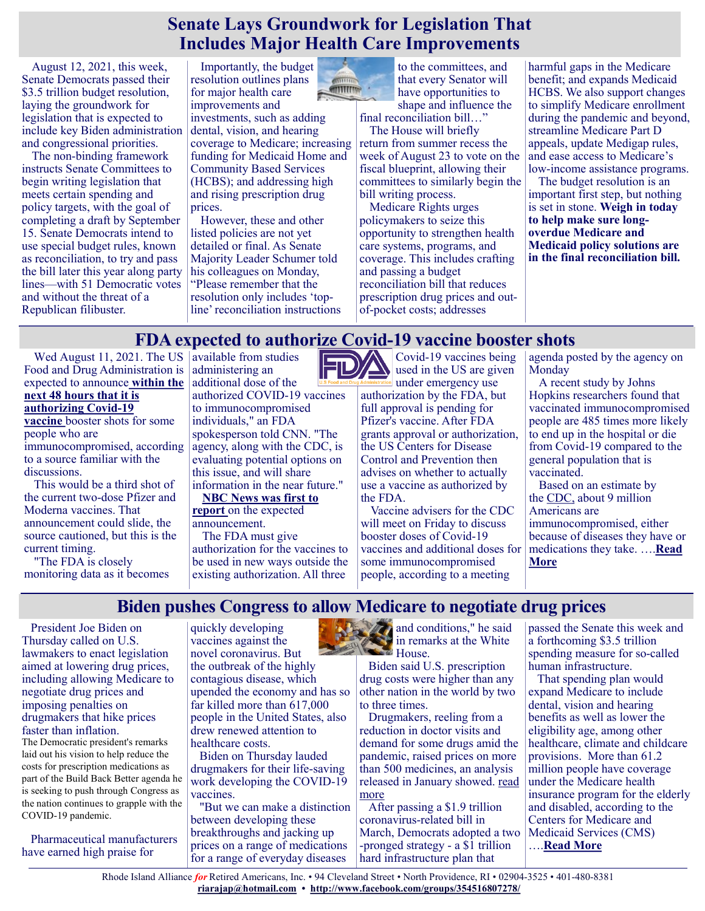# Senate Lays Groundwork for Legislation That Includes Major Health Care Improvements

August 12, 2021, this week, Senate Democrats passed their $3.5 trillion budget resolution, laying the groundwork for legislation that is expected to include key Biden administration and congressional priorities.

The non-binding framework instructs Senate Committees to begin writing legislation that meets certain spending and policy targets, with the goal of completing a draft by September 15. Senate Democrats intend to use special budget rules, known as reconciliation, to try and pass the bill later this year along party lines—with 51 Democratic votes and without the threat of a Republican filibuster.

Importantly, the budget resolution outlines plans for major health care improvements and investments, such as adding dental, vision, and hearing coverage to Medicare; increasing funding for Medicaid Home and Community Based Services (HCBS); and addressing high and rising prescription drug prices.

However, these and other listed policies are not yet detailed or final. As Senate Majority Leader Schumer told his colleagues on Monday, "Please remember that the resolution only includes 'top-line' reconciliation instructions to the committees, and that every Senator will have opportunities to shape and influence the final reconciliation bill…"

The House will briefly return from summer recess the week of August 23 to vote on the fiscal blueprint, allowing their committees to similarly begin the bill writing process.

Medicare Rights urges policymakers to seize this opportunity to strengthen health care systems, programs, and coverage. This includes crafting and passing a budget reconciliation bill that reduces prescription drug prices and out-of-pocket costs; addresses harmful gaps in the Medicare benefit; and expands Medicaid HCBS. We also support changes to simplify Medicare enrollment during the pandemic and beyond, streamline Medicare Part D appeals, update Medigap rules, and ease access to Medicare's low-income assistance programs.

The budget resolution is an important first step, but nothing is set in stone. **Weigh in today to help make sure long-overdue Medicare and Medicaid policy solutions are in the final reconciliation bill.**

# FDA expected to authorize Covid-19 vaccine booster shots

Wed August 11, 2021. The US Food and Drug Administration is expected to announce **within the next 48 hours that it is authorizing Covid-19 vaccine** booster shots for some people who are immunocompromised, according to a source familiar with the discussions.

This would be a third shot of the current two-dose Pfizer and Moderna vaccines. That announcement could slide, the source cautioned, but this is the current timing.

"The FDA is closely monitoring data as it becomes available from studies administering an additional dose of the authorized COVID-19 vaccines to immunocompromised individuals," an FDA spokesperson told CNN. "The agency, along with the CDC, is evaluating potential options on this issue, and will share information in the near future."

**NBC News was first to report** on the expected announcement.

The FDA must give authorization for the vaccines to be used in new ways outside the existing authorization. All three Covid-19 vaccines being used in the US are given under emergency use authorization by the FDA, but full approval is pending for Pfizer's vaccine. After FDA grants approval or authorization, the US Centers for Disease Control and Prevention then advises on whether to actually use a vaccine as authorized by the FDA.

Vaccine advisers for the CDC will meet on Friday to discuss booster doses of Covid-19 vaccines and additional doses for some immunocompromised people, according to a meeting agenda posted by the agency on Monday

A recent study by Johns Hopkins researchers found that vaccinated immunocompromised people are 485 times more likely to end up in the hospital or die from Covid-19 compared to the general population that is vaccinated.

Based on an estimate by the CDC, about 9 million Americans are immunocompromised, either because of diseases they have or medications they take. ….**Read More**

# Biden pushes Congress to allow Medicare to negotiate drug prices

President Joe Biden on Thursday called on U.S. lawmakers to enact legislation aimed at lowering drug prices, including allowing Medicare to negotiate drug prices and imposing penalties on drugmakers that hike prices faster than inflation.

The Democratic president's remarks laid out his vision to help reduce the costs for prescription medications as part of the Build Back Better agenda he is seeking to push through Congress as the nation continues to grapple with the COVID-19 pandemic.

Pharmaceutical manufacturers have earned high praise for quickly developing vaccines against the novel coronavirus. But the outbreak of the highly contagious disease, which upended the economy and has so far killed more than 617,000 people in the United States, also drew renewed attention to healthcare costs.

Biden on Thursday lauded drugmakers for their life-saving work developing the COVID-19 vaccines.

"But we can make a distinction between developing these breakthroughs and jacking up prices on a range of medications for a range of everyday diseases and conditions," he said in remarks at the White House.

Biden said U.S. prescription drug costs were higher than any other nation in the world by two to three times.

Drugmakers, reeling from a reduction in doctor visits and demand for some drugs amid the pandemic, raised prices on more than 500 medicines, an analysis released in January showed. read more

After passing a $1.9 trillion coronavirus-related bill in March, Democrats adopted a two-pronged strategy - a $1 trillion hard infrastructure plan that passed the Senate this week and a forthcoming $3.5 trillion spending measure for so-called human infrastructure.

That spending plan would expand Medicare to include dental, vision and hearing benefits as well as lower the eligibility age, among other healthcare, climate and childcare provisions. More than 61.2 million people have coverage under the Medicare health insurance program for the elderly and disabled, according to the Centers for Medicare and Medicaid Services (CMS) ….**Read More**

Rhode Island Alliance *for* Retired Americans, Inc. • 94 Cleveland Street • North Providence, RI • 02904-3525 • 401-480-8381
**riarajap@hotmail.com** • **http://www.facebook.com/groups/354516807278/**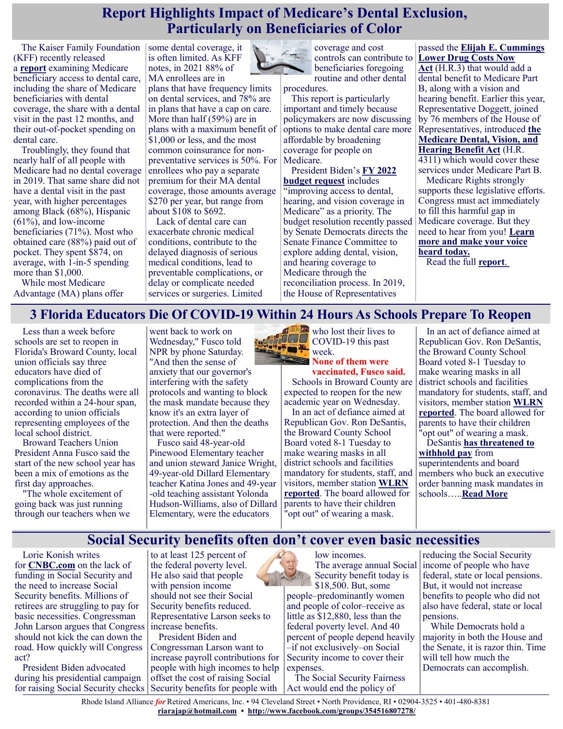# Report Highlights Impact of Medicare's Dental Exclusion, Particularly on Beneficiaries of Color

The Kaiser Family Foundation (KFF) recently released a **report** examining Medicare beneficiary access to dental care, including the share of Medicare beneficiaries with dental coverage, the share with a dental visit in the past 12 months, and their out-of-pocket spending on dental care.

Troublingly, they found that nearly half of all people with Medicare had no dental coverage in 2019. That same share did not have a dental visit in the past year, with higher percentages among Black (68%), Hispanic (61%), and low-income beneficiaries (71%). Most who obtained care (88%) paid out of pocket. They spent $874, on average, with 1-in-5 spending more than $1,000.

While most Medicare Advantage (MA) plans offer some dental coverage, it is often limited. As KFF notes, in 2021 88% of MA enrollees are in plans that have frequency limits on dental services, and 78% are in plans that have a cap on care. More than half (59%) are in plans with a maximum benefit of $1,000 or less, and the most common coinsurance for non-preventative services is 50%. For enrollees who pay a separate premium for their MA dental coverage, those amounts average $270 per year, but range from about $108 to $692.

Lack of dental care can exacerbate chronic medical conditions, contribute to the delayed diagnosis of serious medical conditions, lead to preventable complications, or delay or complicate needed services or surgeries. Limited coverage and cost controls can contribute to beneficiaries foregoing routine and other dental procedures.

This report is particularly important and timely because policymakers are now discussing options to make dental care more affordable by broadening coverage for people on Medicare.

President Biden's **FY 2022 budget request** includes "improving access to dental, hearing, and vision coverage in Medicare" as a priority. The budget resolution recently passed by Senate Democrats directs the Senate Finance Committee to explore adding dental, vision, and hearing coverage to Medicare through the reconciliation process. In 2019, the House of Representatives passed the **Elijah E. Cummings Lower Drug Costs Now Act** (H.R.3) that would add a dental benefit to Medicare Part B, along with a vision and hearing benefit. Earlier this year, Representative Doggett, joined by 76 members of the House of Representatives, introduced **the Medicare Dental, Vision, and Hearing Benefit Act** (H.R. 4311) which would cover these services under Medicare Part B.

Medicare Rights strongly supports these legislative efforts. Congress must act immediately to fill this harmful gap in Medicare coverage. But they need to hear from you! **Learn more and make your voice heard today.**

Read the full **report**.

# 3 Florida Educators Die Of COVID-19 Within 24 Hours As Schools Prepare To Reopen

Less than a week before schools are set to reopen in Florida's Broward County, local union officials say three educators have died of complications from the coronavirus. The deaths were all recorded within a 24-hour span, according to union officials representing employees of the local school district.

Broward Teachers Union President Anna Fusco said the start of the new school year has been a mix of emotions as the first day approaches.

"The whole excitement of going back was just running through our teachers when we went back to work on Wednesday," Fusco told NPR by phone Saturday. "And then the sense of anxiety that our governor's interfering with the safety protocols and wanting to block the mask mandate because they know it's an extra layer of protection. And then the deaths that were reported."

Fusco said 48-year-old Pinewood Elementary teacher and union steward Janice Wright, 49-year-old Dillard Elementary teacher Katina Jones and 49-year-old teaching assistant Yolonda Hudson-Williams, also of Dillard Elementary, were the educators who lost their lives to COVID-19 this past week.

**None of them were vaccinated, Fusco said.**

Schools in Broward County are expected to reopen for the new academic year on Wednesday.

In an act of defiance aimed at Republican Gov. Ron DeSantis, the Broward County School Board voted 8-1 Tuesday to make wearing masks in all district schools and facilities mandatory for students, staff, and visitors, member station **WLRN reported**. The board allowed for parents to have their children "opt out" of wearing a mask.

In an act of defiance aimed at Republican Gov. Ron DeSantis, the Broward County School Board voted 8-1 Tuesday to make wearing masks in all district schools and facilities mandatory for students, staff, and visitors, member station **WLRN reported**. The board allowed for parents to have their children "opt out" of wearing a mask.

DeSantis **has threatened to withhold pay** from superintendents and board members who buck an executive order banning mask mandates in schools…..**Read More**

# Social Security benefits often don't cover even basic necessities

Lorie Konish writes for **CNBC.com** on the lack of funding in Social Security and the need to increase Social Security benefits. Millions of retirees are struggling to pay for basic necessities. Congressman John Larson argues that Congress should not kick the can down the road. How quickly will Congress act?

President Biden advocated during his presidential campaign for raising Social Security checks to at least 125 percent of the federal poverty level. He also said that people with pension income should not see their Social Security benefits reduced. Representative Larson seeks to increase benefits.

President Biden and Congressman Larson want to increase payroll contributions for people with high incomes to help offset the cost of raising Social Security benefits for people with low incomes.

The average annual Social Security benefit today is $18,500. But, some people–predominantly women and people of color–receive as little as $12,880, less than the federal poverty level. And 40 percent of people depend heavily –if not exclusively–on Social Security income to cover their expenses.

The Social Security Fairness Act would end the policy of reducing the Social Security income of people who have federal, state or local pensions. But, it would not increase benefits to people who did not also have federal, state or local pensions.

While Democrats hold a majority in both the House and the Senate, it is razor thin. Time will tell how much the Democrats can accomplish.

Rhode Island Alliance *for* Retired Americans, Inc. • 94 Cleveland Street • North Providence, RI • 02904-3525 • 401-480-8381
**riarajap@hotmail.com** • **http://www.facebook.com/groups/354516807278/**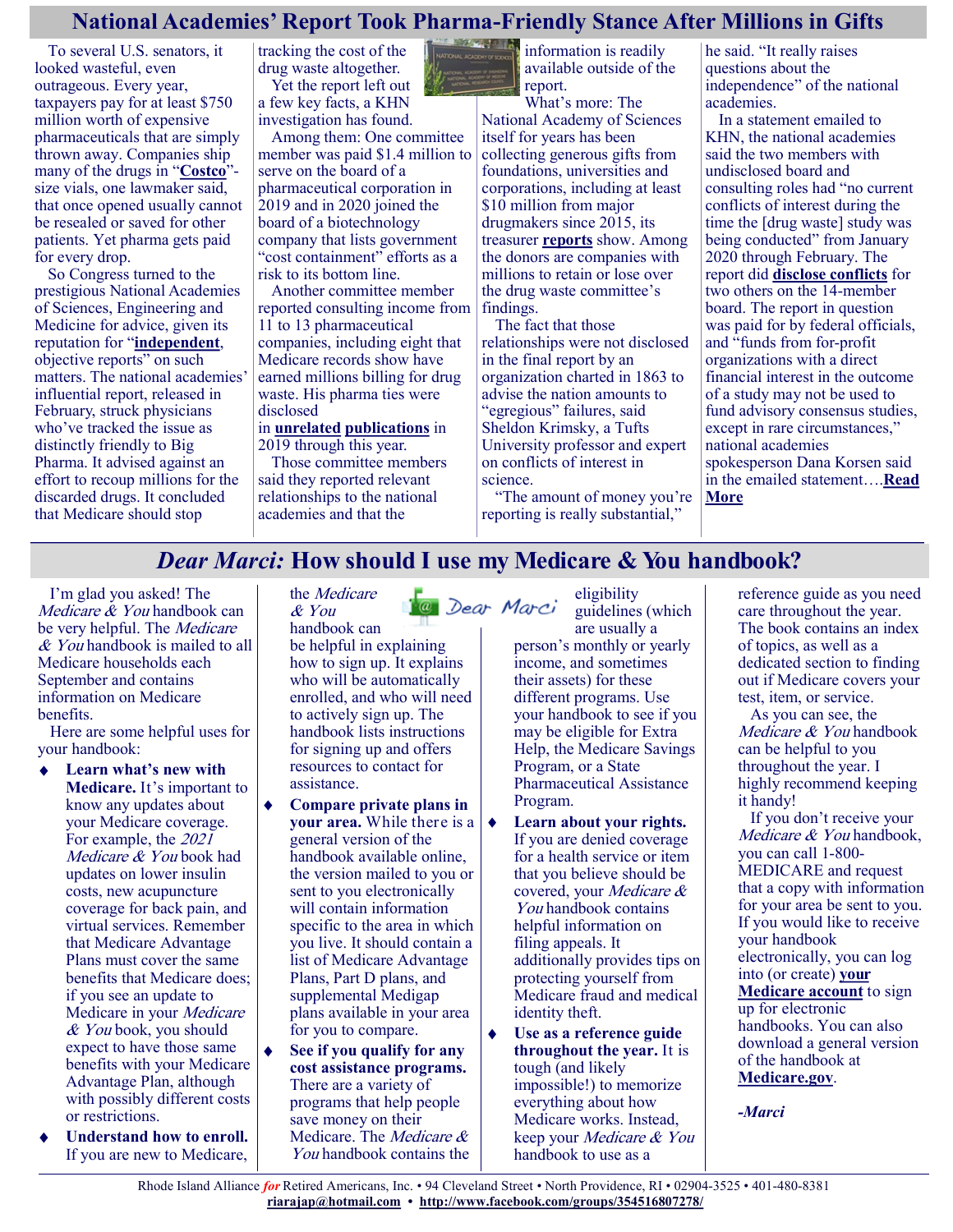# National Academies' Report Took Pharma-Friendly Stance After Millions in Gifts

To several U.S. senators, it looked wasteful, even outrageous. Every year, taxpayers pay for at least $750 million worth of expensive pharmaceuticals that are simply thrown away. Companies ship many of the drugs in "**Costco**"-size vials, one lawmaker said, that once opened usually cannot be resealed or saved for other patients. Yet pharma gets paid for every drop.

So Congress turned to the prestigious National Academies of Sciences, Engineering and Medicine for advice, given its reputation for "**independent**, objective reports" on such matters. The national academies' influential report, released in February, struck physicians who've tracked the issue as distinctly friendly to Big Pharma. It advised against an effort to recoup millions for the discarded drugs. It concluded that Medicare should stop tracking the cost of the drug waste altogether.

Yet the report left out a few key facts, a KHN investigation has found.

Among them: One committee member was paid $1.4 million to serve on the board of a pharmaceutical corporation in 2019 and in 2020 joined the board of a biotechnology company that lists government "cost containment" efforts as a risk to its bottom line.

Another committee member reported consulting income from 11 to 13 pharmaceutical companies, including eight that Medicare records show have earned millions billing for drug waste. His pharma ties were disclosed in **unrelated** **publications** in 2019 through this year.

Those committee members said they reported relevant relationships to the national academies and that the information is readily available outside of the report.

What's more: The National Academy of Sciences itself for years has been collecting generous gifts from foundations, universities and corporations, including at least $10 million from major drugmakers since 2015, its treasurer **reports** show. Among the donors are companies with millions to retain or lose over the drug waste committee's findings.

The fact that those relationships were not disclosed in the final report by an organization charted in 1863 to advise the nation amounts to "egregious" failures, said Sheldon Krimsky, a Tufts University professor and expert on conflicts of interest in science.

"The amount of money you're reporting is really substantial," he said. "It really raises questions about the independence" of the national academies.

In a statement emailed to KHN, the national academies said the two members with undisclosed board and consulting roles had "no current conflicts of interest during the time the [drug waste] study was being conducted" from January 2020 through February. The report did **disclose conflicts** for two others on the 14-member board. The report in question was paid for by federal officials, and "funds from for-profit organizations with a direct financial interest in the outcome of a study may not be used to fund advisory consensus studies, except in rare circumstances," national academies spokesperson Dana Korsen said in the emailed statement….**Read More**

# *Dear Marci:* How should I use my Medicare & You handbook?

I'm glad you asked! The *Medicare & You* handbook can be very helpful. The *Medicare & You* handbook is mailed to all Medicare households each September and contains information on Medicare benefits.

Here are some helpful uses for your handbook:

- **Learn what's new with Medicare.** It's important to know any updates about your Medicare coverage. For example, the *2021 Medicare & You* book had updates on lower insulin costs, new acupuncture coverage for back pain, and virtual services. Remember that Medicare Advantage Plans must cover the same benefits that Medicare does; if you see an update to Medicare in your *Medicare & You* book, you should expect to have those same benefits with your Medicare Advantage Plan, although with possibly different costs or restrictions.
- **Understand how to enroll.** If you are new to Medicare, the *Medicare & You* handbook can be helpful in explaining how to sign up. It explains who will be automatically enrolled, and who will need to actively sign up. The handbook lists instructions for signing up and offers resources to contact for assistance.
- **Compare private plans in your area.** While there is a general version of the handbook available online, the version mailed to you or sent to you electronically will contain information specific to the area in which you live. It should contain a list of Medicare Advantage Plans, Part D plans, and supplemental Medigap plans available in your area for you to compare.
- **See if you qualify for any cost assistance programs.** There are a variety of programs that help people save money on their Medicare. The *Medicare & You* handbook contains the eligibility guidelines (which are usually a person's monthly or yearly income, and sometimes their assets) for these different programs. Use your handbook to see if you may be eligible for Extra Help, the Medicare Savings Program, or a State Pharmaceutical Assistance Program.
- **Learn about your rights.** If you are denied coverage for a health service or item that you believe should be covered, your *Medicare & You* handbook contains helpful information on filing appeals. It additionally provides tips on protecting yourself from Medicare fraud and medical identity theft.
- **Use as a reference guide throughout the year.** It is tough (and likely impossible!) to memorize everything about how Medicare works. Instead, keep your *Medicare & You* handbook to use as a reference guide as you need care throughout the year. The book contains an index of topics, as well as a dedicated section to finding out if Medicare covers your test, item, or service.

As you can see, the *Medicare & You* handbook can be helpful to you throughout the year. I highly recommend keeping it handy!

If you don't receive your *Medicare & You* handbook, you can call 1-800-MEDICARE and request that a copy with information for your area be sent to you. If you would like to receive your handbook electronically, you can log into (or create) **your Medicare account** to sign up for electronic handbooks. You can also download a general version of the handbook at **Medicare.gov**.

***-Marci***

Rhode Island Alliance *for* Retired Americans, Inc. • 94 Cleveland Street • North Providence, RI • 02904-3525 • 401-480-8381
**riarajap@hotmail.com** • **http://www.facebook.com/groups/354516807278/**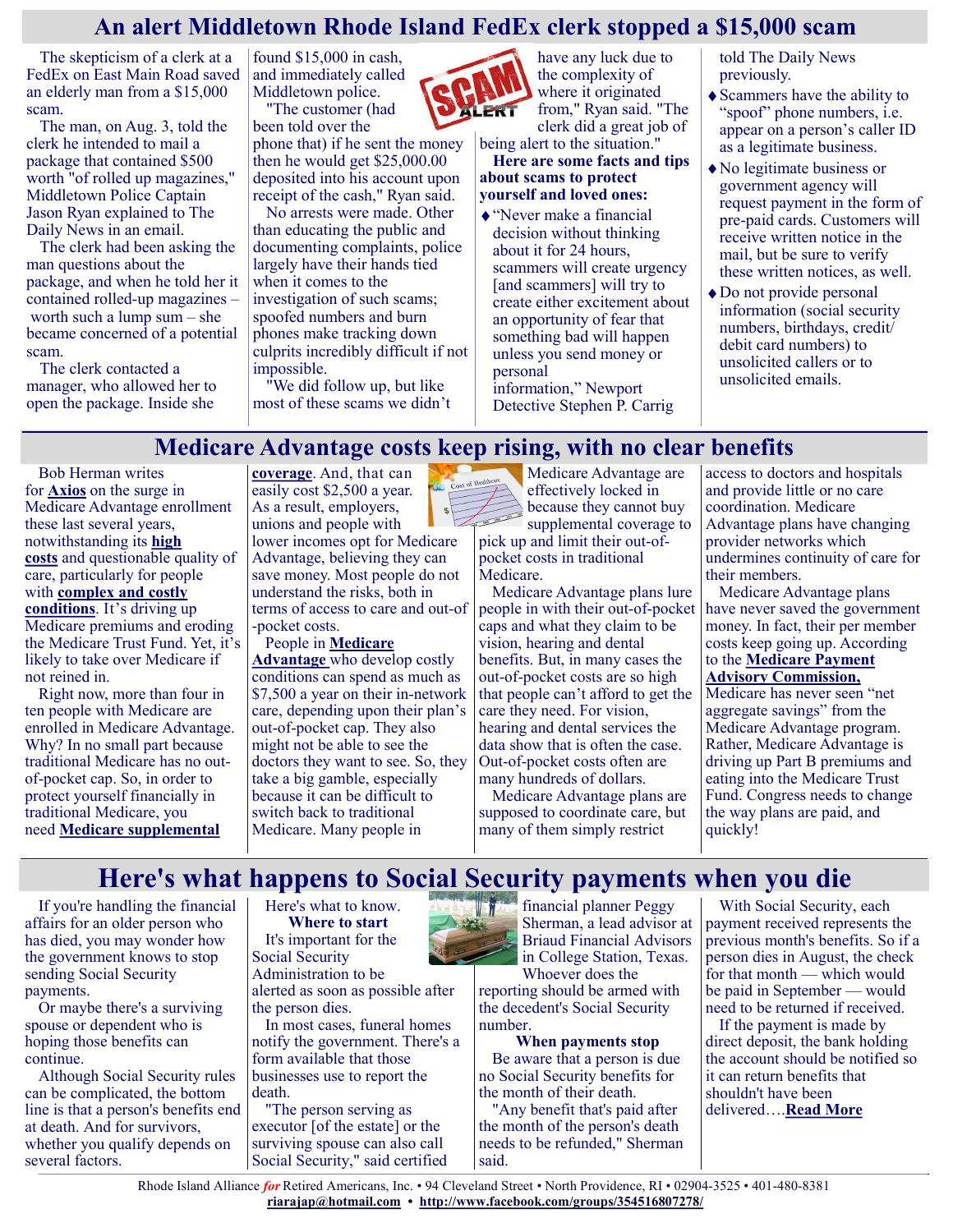# An alert Middletown Rhode Island FedEx clerk stopped a $15,000 scam

The skepticism of a clerk at a FedEx on East Main Road saved an elderly man from a $15,000 scam.

The man, on Aug. 3, told the clerk he intended to mail a package that contained $500 worth "of rolled up magazines," Middletown Police Captain Jason Ryan explained to The Daily News in an email.

The clerk had been asking the man questions about the package, and when he told her it contained rolled-up magazines – worth such a lump sum – she became concerned of a potential scam.

The clerk contacted a manager, who allowed her to open the package. Inside she found $15,000 in cash, and immediately called Middletown police.

"The customer (had been told over the phone that) if he sent the money then he would get $25,000.00 deposited into his account upon receipt of the cash," Ryan said.

No arrests were made. Other than educating the public and documenting complaints, police largely have their hands tied when it comes to the investigation of such scams; spoofed numbers and burn phones make tracking down culprits incredibly difficult if not impossible.

"We did follow up, but like most of these scams we didn't have any luck due to the complexity of where it originated from," Ryan said. "The clerk did a great job of being alert to the situation."

**Here are some facts and tips about scams to protect yourself and loved ones:**

- "Never make a financial decision without thinking about it for 24 hours, scammers will create urgency [and scammers] will try to create either excitement about an opportunity of fear that something bad will happen unless you send money or personal information," Newport Detective Stephen P. Carrig told The Daily News previously.
- Scammers have the ability to "spoof" phone numbers, i.e. appear on a person's caller ID as a legitimate business.
- No legitimate business or government agency will request payment in the form of pre-paid cards. Customers will receive written notice in the mail, but be sure to verify these written notices, as well.
- Do not provide personal information (social security numbers, birthdays, credit/debit card numbers) to unsolicited callers or to unsolicited emails.

# Medicare Advantage costs keep rising, with no clear benefits

Bob Herman writes for **Axios** on the surge in Medicare Advantage enrollment these last several years, notwithstanding its **high costs** and questionable quality of care, particularly for people with **complex and costly conditions**. It's driving up Medicare premiums and eroding the Medicare Trust Fund. Yet, it's likely to take over Medicare if not reined in.

Right now, more than four in ten people with Medicare are enrolled in Medicare Advantage. Why? In no small part because traditional Medicare has no out-of-pocket cap. So, in order to protect yourself financially in traditional Medicare, you need **Medicare supplemental coverage**. And, that can easily cost $2,500 a year. As a result, employers, unions and people with lower incomes opt for Medicare Advantage, believing they can save money. Most people do not understand the risks, both in terms of access to care and out-of-pocket costs.

People in **Medicare Advantage** who develop costly conditions can spend as much as $7,500 a year on their in-network care, depending upon their plan's out-of-pocket cap. They also might not be able to see the doctors they want to see. So, they take a big gamble, especially because it can be difficult to switch back to traditional Medicare. Many people in Medicare Advantage are effectively locked in because they cannot buy supplemental coverage to pick up and limit their out-of-pocket costs in traditional Medicare.

Medicare Advantage plans lure people in with their out-of-pocket caps and what they claim to be vision, hearing and dental benefits. But, in many cases the out-of-pocket costs are so high that people can't afford to get the care they need. For vision, hearing and dental services the data show that is often the case. Out-of-pocket costs often are many hundreds of dollars.

Medicare Advantage plans are supposed to coordinate care, but many of them simply restrict access to doctors and hospitals and provide little or no care coordination. Medicare Advantage plans have changing provider networks which undermines continuity of care for their members.

Medicare Advantage plans have never saved the government money. In fact, their per member costs keep going up. According to the **Medicare Payment Advisory Commission,** Medicare has never seen "net aggregate savings" from the Medicare Advantage program. Rather, Medicare Advantage is driving up Part B premiums and eating into the Medicare Trust Fund. Congress needs to change the way plans are paid, and quickly!

# Here's what happens to Social Security payments when you die

If you're handling the financial affairs for an older person who has died, you may wonder how the government knows to stop sending Social Security payments.

Or maybe there's a surviving spouse or dependent who is hoping those benefits can continue.

Although Social Security rules can be complicated, the bottom line is that a person's benefits end at death. And for survivors, whether you qualify depends on several factors.

Here's what to know.

**Where to start**

It's important for the Social Security Administration to be alerted as soon as possible after the person dies.

In most cases, funeral homes notify the government. There's a form available that those businesses use to report the death.

"The person serving as executor [of the estate] or the surviving spouse can also call Social Security," said certified financial planner Peggy Sherman, a lead advisor at Briaud Financial Advisors in College Station, Texas.

Whoever does the reporting should be armed with the decedent's Social Security number.

**When payments stop**

Be aware that a person is due no Social Security benefits for the month of their death.

"Any benefit that's paid after the month of the person's death needs to be refunded," Sherman said.

With Social Security, each payment received represents the previous month's benefits. So if a person dies in August, the check for that month — which would be paid in September — would need to be returned if received.

If the payment is made by direct deposit, the bank holding the account should be notified so it can return benefits that shouldn't have been delivered….**Read More**

Rhode Island Alliance *for* Retired Americans, Inc. • 94 Cleveland Street • North Providence, RI • 02904-3525 • 401-480-8381
**riarajap@hotmail.com** • **http://www.facebook.com/groups/354516807278/**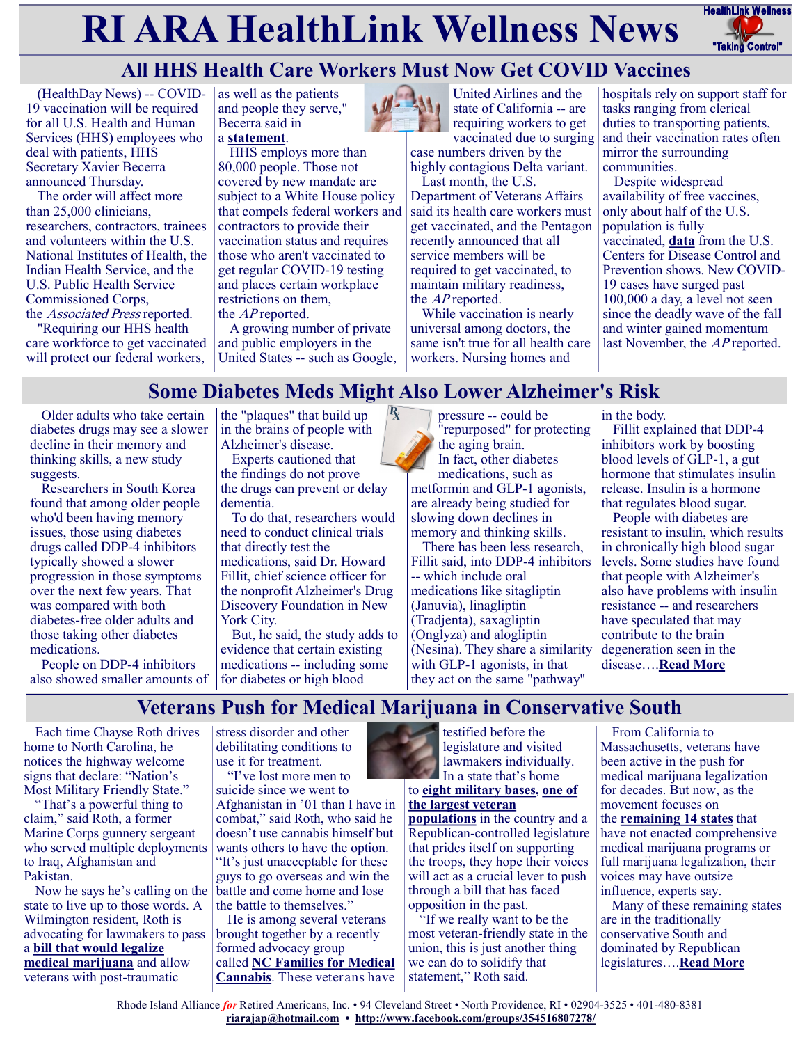# RI ARA HealthLink Wellness News

## All HHS Health Care Workers Must Now Get COVID Vaccines

(HealthDay News) -- COVID-19 vaccination will be required for all U.S. Health and Human Services (HHS) employees who deal with patients, HHS Secretary Xavier Becerra announced Thursday.

The order will affect more than 25,000 clinicians, researchers, contractors, trainees and volunteers within the U.S. National Institutes of Health, the Indian Health Service, and the U.S. Public Health Service Commissioned Corps, the *Associated Press* reported.

"Requiring our HHS health care workforce to get vaccinated will protect our federal workers, as well as the patients and people they serve," Becerra said in a **statement**.

HHS employs more than 80,000 people. Those not covered by new mandate are subject to a White House policy that compels federal workers and contractors to provide their vaccination status and requires those who aren't vaccinated to get regular COVID-19 testing and places certain workplace restrictions on them, the *AP* reported.

A growing number of private and public employers in the United States -- such as Google, United Airlines and the state of California -- are requiring workers to get vaccinated due to surging case numbers driven by the highly contagious Delta variant.

Last month, the U.S. Department of Veterans Affairs said its health care workers must get vaccinated, and the Pentagon recently announced that all service members will be required to get vaccinated, to maintain military readiness, the *AP* reported.

While vaccination is nearly universal among doctors, the same isn't true for all health care workers. Nursing homes and hospitals rely on support staff for tasks ranging from clerical duties to transporting patients, and their vaccination rates often mirror the surrounding communities.

Despite widespread availability of free vaccines, only about half of the U.S. population is fully vaccinated, **data** from the U.S. Centers for Disease Control and Prevention shows. New COVID-19 cases have surged past 100,000 a day, a level not seen since the deadly wave of the fall and winter gained momentum last November, the *AP* reported.

## Some Diabetes Meds Might Also Lower Alzheimer's Risk

Older adults who take certain diabetes drugs may see a slower decline in their memory and thinking skills, a new study suggests.

Researchers in South Korea found that among older people who'd been having memory issues, those using diabetes drugs called DDP-4 inhibitors typically showed a slower progression in those symptoms over the next few years. That was compared with both diabetes-free older adults and those taking other diabetes medications.

People on DDP-4 inhibitors also showed smaller amounts of the "plaques" that build up in the brains of people with Alzheimer's disease.

Experts cautioned that the findings do not prove the drugs can prevent or delay dementia.

To do that, researchers would need to conduct clinical trials that directly test the medications, said Dr. Howard Fillit, chief science officer for the nonprofit Alzheimer's Drug Discovery Foundation in New York City.

But, he said, the study adds to evidence that certain existing medications -- including some for diabetes or high blood pressure -- could be "repurposed" for protecting the aging brain.

In fact, other diabetes medications, such as metformin and GLP-1 agonists, are already being studied for slowing down declines in memory and thinking skills.

There has been less research, Fillit said, into DDP-4 inhibitors -- which include oral medications like sitagliptin (Januvia), linagliptin (Tradjenta), saxagliptin (Onglyza) and alogliptin (Nesina). They share a similarity with GLP-1 agonists, in that they act on the same "pathway" in the body.

Fillit explained that DDP-4 inhibitors work by boosting blood levels of GLP-1, a gut hormone that stimulates insulin release. Insulin is a hormone that regulates blood sugar.

People with diabetes are resistant to insulin, which results in chronically high blood sugar levels. Some studies have found that people with Alzheimer's also have problems with insulin resistance -- and researchers have speculated that may contribute to the brain degeneration seen in the disease….**Read More**

## Veterans Push for Medical Marijuana in Conservative South

Each time Chayse Roth drives home to North Carolina, he notices the highway welcome signs that declare: "Nation's Most Military Friendly State."

"That's a powerful thing to claim," said Roth, a former Marine Corps gunnery sergeant who served multiple deployments to Iraq, Afghanistan and Pakistan.

Now he says he's calling on the state to live up to those words. A Wilmington resident, Roth is advocating for lawmakers to pass a **bill that would legalize medical marijuana** and allow veterans with post-traumatic stress disorder and other debilitating conditions to use it for treatment.

"I've lost more men to suicide since we went to Afghanistan in '01 than I have in combat," said Roth, who said he doesn't use cannabis himself but wants others to have the option. "It's just unacceptable for these guys to go overseas and win the battle and come home and lose the battle to themselves."

He is among several veterans brought together by a recently formed advocacy group called **NC Families for Medical Cannabis**. These veterans have testified before the legislature and visited lawmakers individually.

In a state that's home to **eight military bases**, **one of the largest veteran populations** in the country and a Republican-controlled legislature that prides itself on supporting the troops, they hope their voices will act as a crucial lever to push through a bill that has faced opposition in the past.

"If we really want to be the most veteran-friendly state in the union, this is just another thing we can do to solidify that statement," Roth said.

From California to Massachusetts, veterans have been active in the push for medical marijuana legalization for decades. But now, as the movement focuses on the **remaining 14 states** that have not enacted comprehensive medical marijuana programs or full marijuana legalization, their voices may have outsize influence, experts say.

Many of these remaining states are in the traditionally conservative South and dominated by Republican legislatures….**Read More**

Rhode Island Alliance *for* Retired Americans, Inc. • 94 Cleveland Street • North Providence, RI • 02904-3525 • 401-480-8381
**riarajap@hotmail.com** • **http://www.facebook.com/groups/354516807278/**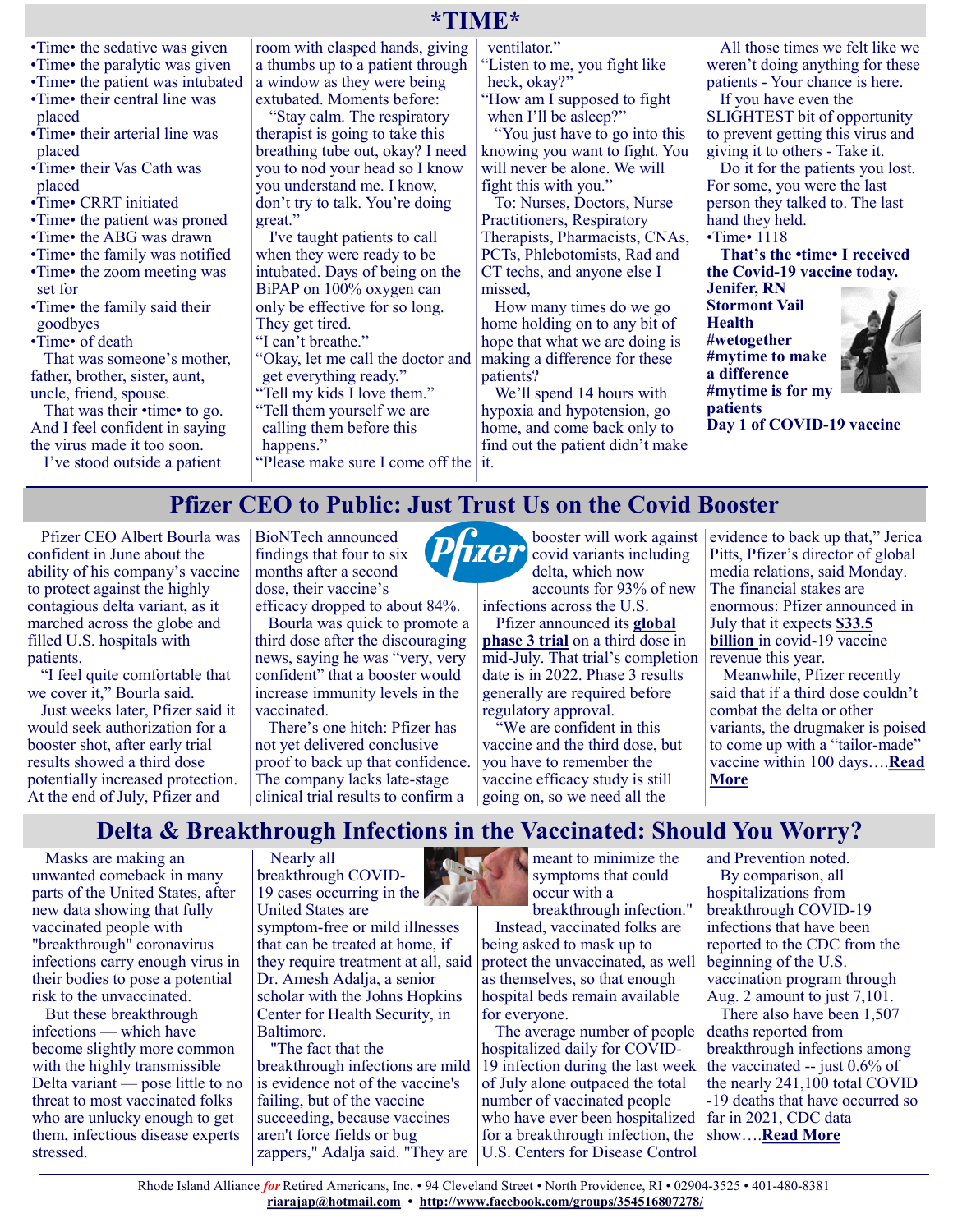# *TIME*

- •Time• the sedative was given
- •Time• the paralytic was given
- •Time• the patient was intubated
- •Time• their central line was placed
- •Time• their arterial line was placed
- •Time• their Vas Cath was placed
- •Time• CRRT initiated
- •Time• the patient was proned
- •Time• the ABG was drawn
- •Time• the family was notified
- •Time• the zoom meeting was set for
- •Time• the family said their goodbyes
- •Time• of death

That was someone's mother, father, brother, sister, aunt, uncle, friend, spouse.

That was their •time• to go. And I feel confident in saying the virus made it too soon.

I've stood outside a patient room with clasped hands, giving a thumbs up to a patient through a window as they were being extubated. Moments before:

"Stay calm. The respiratory therapist is going to take this breathing tube out, okay? I need you to nod your head so I know you understand me. I know, don't try to talk. You're doing great."

I've taught patients to call when they were ready to be intubated. Days of being on the BiPAP on 100% oxygen can only be effective for so long. They get tired.

"I can't breathe."

"Okay, let me call the doctor and get everything ready."

"Tell my kids I love them."

"Tell them yourself we are calling them before this happens."

"Please make sure I come off the ventilator."

"Listen to me, you fight like heck, okay?"

"How am I supposed to fight when I'll be asleep?"

"You just have to go into this knowing you want to fight. You will never be alone. We will fight this with you."

To: Nurses, Doctors, Nurse Practitioners, Respiratory Therapists, Pharmacists, CNAs, PCTs, Phlebotomists, Rad and CT techs, and anyone else I missed,

How many times do we go home holding on to any bit of hope that what we are doing is making a difference for these patients?

We'll spend 14 hours with hypoxia and hypotension, go home, and come back only to find out the patient didn't make it.

All those times we felt like we weren't doing anything for these patients - Your chance is here.

If you have even the SLIGHTEST bit of opportunity to prevent getting this virus and giving it to others - Take it.

Do it for the patients you lost. For some, you were the last person they talked to. The last hand they held.

•Time• 1118

**That's the •time• I received the Covid-19 vaccine today.**

**Jenifer, RN**
**Stormont Vail Health**
**#wetogether**
**#mytime to make a difference**
**#mytime is for my patients**
**Day 1 of COVID-19 vaccine**

## Pfizer CEO to Public: Just Trust Us on the Covid Booster

Pfizer CEO Albert Bourla was confident in June about the ability of his company's vaccine to protect against the highly contagious delta variant, as it marched across the globe and filled U.S. hospitals with patients.

"I feel quite comfortable that we cover it," Bourla said.

Just weeks later, Pfizer said it would seek authorization for a booster shot, after early trial results showed a third dose potentially increased protection. At the end of July, Pfizer and BioNTech announced findings that four to six months after a second dose, their vaccine's efficacy dropped to about 84%.

Bourla was quick to promote a third dose after the discouraging news, saying he was "very, very confident" that a booster would increase immunity levels in the vaccinated.

There's one hitch: Pfizer has not yet delivered conclusive proof to back up that confidence. The company lacks late-stage clinical trial results to confirm a booster will work against covid variants including delta, which now accounts for 93% of new infections across the U.S.

Pfizer announced its **global phase 3 trial** on a third dose in mid-July. That trial's completion date is in 2022. Phase 3 results generally are required before regulatory approval.

"We are confident in this vaccine and the third dose, but you have to remember the vaccine efficacy study is still going on, so we need all the evidence to back up that," Jerica Pitts, Pfizer's director of global media relations, said Monday.

The financial stakes are enormous: Pfizer announced in July that it expects **$33.5 billion** in covid-19 vaccine revenue this year.

Meanwhile, Pfizer recently said that if a third dose couldn't combat the delta or other variants, the drugmaker is poised to come up with a "tailor-made" vaccine within 100 days….**Read More**

## Delta & Breakthrough Infections in the Vaccinated: Should You Worry?

Masks are making an unwanted comeback in many parts of the United States, after new data showing that fully vaccinated people with "breakthrough" coronavirus infections carry enough virus in their bodies to pose a potential risk to the unvaccinated.

But these breakthrough infections — which have become slightly more common with the highly transmissible Delta variant — pose little to no threat to most vaccinated folks who are unlucky enough to get them, infectious disease experts stressed.

Nearly all breakthrough COVID-19 cases occurring in the United States are symptom-free or mild illnesses that can be treated at home, if they require treatment at all, said Dr. Amesh Adalja, a senior scholar with the Johns Hopkins Center for Health Security, in Baltimore.

"The fact that the breakthrough infections are mild is evidence not of the vaccine's failing, but of the vaccine succeeding, because vaccines aren't force fields or bug zappers," Adalja said. "They are meant to minimize the symptoms that could occur with a breakthrough infection."

Instead, vaccinated folks are being asked to mask up to protect the unvaccinated, as well as themselves, so that enough hospital beds remain available for everyone.

The average number of people hospitalized daily for COVID-19 infection during the last week of July alone outpaced the total number of vaccinated people who have ever been hospitalized for a breakthrough infection, the U.S. Centers for Disease Control and Prevention noted.

By comparison, all hospitalizations from breakthrough COVID-19 infections that have been reported to the CDC from the beginning of the U.S. vaccination program through Aug. 2 amount to just 7,101.

There also have been 1,507 deaths reported from breakthrough infections among the vaccinated -- just 0.6% of the nearly 241,100 total COVID-19 deaths that have occurred so far in 2021, CDC data show….**Read More**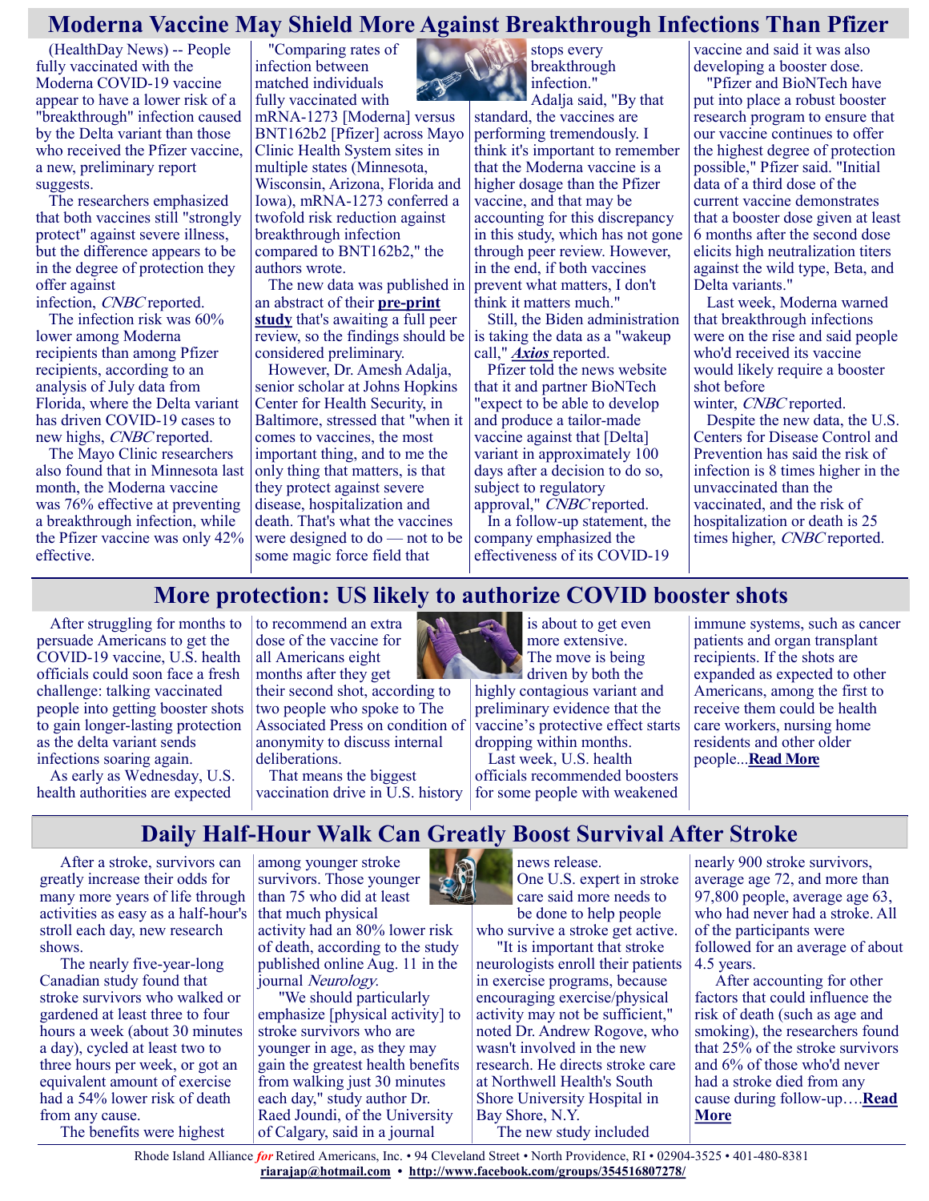## Moderna Vaccine May Shield More Against Breakthrough Infections Than Pfizer

(HealthDay News) -- People fully vaccinated with the Moderna COVID-19 vaccine appear to have a lower risk of a "breakthrough" infection caused by the Delta variant than those who received the Pfizer vaccine, a new, preliminary report suggests.

The researchers emphasized that both vaccines still "strongly protect" against severe illness, but the difference appears to be in the degree of protection they offer against infection, *CNBC* reported.

The infection risk was 60% lower among Moderna recipients than among Pfizer recipients, according to an analysis of July data from Florida, where the Delta variant has driven COVID-19 cases to new highs, *CNBC* reported.

The Mayo Clinic researchers also found that in Minnesota last month, the Moderna vaccine was 76% effective at preventing a breakthrough infection, while the Pfizer vaccine was only 42% effective.

"Comparing rates of infection between matched individuals fully vaccinated with mRNA-1273 [Moderna] versus BNT162b2 [Pfizer] across Mayo Clinic Health System sites in multiple states (Minnesota, Wisconsin, Arizona, Florida and Iowa), mRNA-1273 conferred a twofold risk reduction against breakthrough infection compared to BNT162b2," the authors wrote.

The new data was published in an abstract of their **pre-print study** that's awaiting a full peer review, so the findings should be considered preliminary.

However, Dr. Amesh Adalja, senior scholar at Johns Hopkins Center for Health Security, in Baltimore, stressed that "when it comes to vaccines, the most important thing, and to me the only thing that matters, is that they protect against severe disease, hospitalization and death. That's what the vaccines were designed to do — not to be some magic force field that stops every breakthrough infection."

Adalja said, "By that standard, the vaccines are performing tremendously. I think it's important to remember that the Moderna vaccine is a higher dosage than the Pfizer vaccine, and that may be accounting for this discrepancy in this study, which has not gone through peer review. However, in the end, if both vaccines prevent what matters, I don't think it matters much."

Still, the Biden administration is taking the data as a "wakeup call," ***Axios*** reported.

Pfizer told the news website that it and partner BioNTech "expect to be able to develop and produce a tailor-made vaccine against that [Delta] variant in approximately 100 days after a decision to do so, subject to regulatory approval," *CNBC* reported.

In a follow-up statement, the company emphasized the effectiveness of its COVID-19 vaccine and said it was also developing a booster dose.

"Pfizer and BioNTech have put into place a robust booster research program to ensure that our vaccine continues to offer the highest degree of protection possible," Pfizer said. "Initial data of a third dose of the current vaccine demonstrates that a booster dose given at least 6 months after the second dose elicits high neutralization titers against the wild type, Beta, and Delta variants."

Last week, Moderna warned that breakthrough infections were on the rise and said people who'd received its vaccine would likely require a booster shot before winter, *CNBC* reported.

Despite the new data, the U.S. Centers for Disease Control and Prevention has said the risk of infection is 8 times higher in the unvaccinated than the vaccinated, and the risk of hospitalization or death is 25 times higher, *CNBC* reported.

## More protection: US likely to authorize COVID booster shots

After struggling for months to persuade Americans to get the COVID-19 vaccine, U.S. health officials could soon face a fresh challenge: talking vaccinated people into getting booster shots to gain longer-lasting protection as the delta variant sends infections soaring again.

As early as Wednesday, U.S. health authorities are expected to recommend an extra dose of the vaccine for all Americans eight months after they get their second shot, according to two people who spoke to The Associated Press on condition of anonymity to discuss internal deliberations.

That means the biggest vaccination drive in U.S. history is about to get even more extensive. The move is being driven by both the highly contagious variant and preliminary evidence that the vaccine's protective effect starts dropping within months.

Last week, U.S. health officials recommended boosters for some people with weakened immune systems, such as cancer patients and organ transplant recipients. If the shots are expanded as expected to other Americans, among the first to receive them could be health care workers, nursing home residents and other older people...**Read More**

## Daily Half-Hour Walk Can Greatly Boost Survival After Stroke

After a stroke, survivors can greatly increase their odds for many more years of life through activities as easy as a half-hour's stroll each day, new research shows.

The nearly five-year-long Canadian study found that stroke survivors who walked or gardened at least three to four hours a week (about 30 minutes a day), cycled at least two to three hours per week, or got an equivalent amount of exercise had a 54% lower risk of death from any cause.

The benefits were highest among younger stroke survivors. Those younger than 75 who did at least that much physical activity had an 80% lower risk of death, according to the study published online Aug. 11 in the journal *Neurology*.

"We should particularly emphasize [physical activity] to stroke survivors who are younger in age, as they may gain the greatest health benefits from walking just 30 minutes each day," study author Dr. Raed Joundi, of the University of Calgary, said in a journal news release.

One U.S. expert in stroke care said more needs to be done to help people who survive a stroke get active.

"It is important that stroke neurologists enroll their patients in exercise programs, because encouraging exercise/physical activity may not be sufficient," noted Dr. Andrew Rogove, who wasn't involved in the new research. He directs stroke care at Northwell Health's South Shore University Hospital in Bay Shore, N.Y.

The new study included nearly 900 stroke survivors, average age 72, and more than 97,800 people, average age 63, who had never had a stroke. All of the participants were followed for an average of about 4.5 years.

After accounting for other factors that could influence the risk of death (such as age and smoking), the researchers found that 25% of the stroke survivors and 6% of those who'd never had a stroke died from any cause during follow-up….**Read More**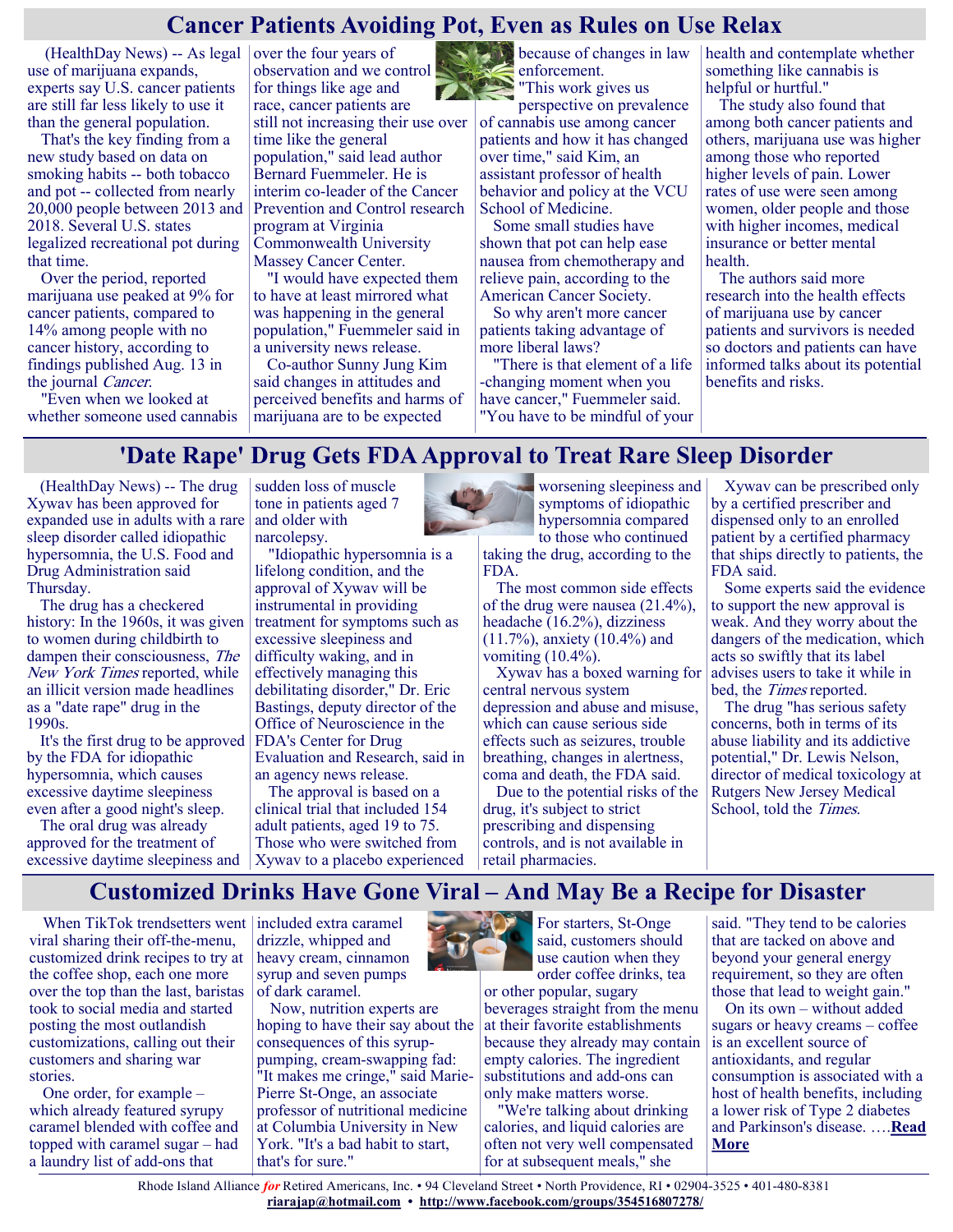## Cancer Patients Avoiding Pot, Even as Rules on Use Relax

(HealthDay News) -- As legal use of marijuana expands, experts say U.S. cancer patients are still far less likely to use it than the general population.

That's the key finding from a new study based on data on smoking habits -- both tobacco and pot -- collected from nearly 20,000 people between 2013 and 2018. Several U.S. states legalized recreational pot during that time.

Over the period, reported marijuana use peaked at 9% for cancer patients, compared to 14% among people with no cancer history, according to findings published Aug. 13 in the journal *Cancer*.

"Even when we looked at whether someone used cannabis over the four years of observation and we control for things like age and race, cancer patients are still not increasing their use over time like the general population," said lead author Bernard Fuemmeler. He is interim co-leader of the Cancer Prevention and Control research program at Virginia Commonwealth University Massey Cancer Center.

"I would have expected them to have at least mirrored what was happening in the general population," Fuemmeler said in a university news release.

Co-author Sunny Jung Kim said changes in attitudes and perceived benefits and harms of marijuana are to be expected because of changes in law enforcement.

"This work gives us perspective on prevalence of cannabis use among cancer patients and how it has changed over time," said Kim, an assistant professor of health behavior and policy at the VCU School of Medicine.

Some small studies have shown that pot can help ease nausea from chemotherapy and relieve pain, according to the American Cancer Society.

So why aren't more cancer patients taking advantage of more liberal laws?

"There is that element of a life-changing moment when you have cancer," Fuemmeler said. "You have to be mindful of your health and contemplate whether something like cannabis is helpful or hurtful."

The study also found that among both cancer patients and others, marijuana use was higher among those who reported higher levels of pain. Lower rates of use were seen among women, older people and those with higher incomes, medical insurance or better mental health.

The authors said more research into the health effects of marijuana use by cancer patients and survivors is needed so doctors and patients can have informed talks about its potential benefits and risks.

## 'Date Rape' Drug Gets FDA Approval to Treat Rare Sleep Disorder

(HealthDay News) -- The drug Xywav has been approved for expanded use in adults with a rare sleep disorder called idiopathic hypersomnia, the U.S. Food and Drug Administration said Thursday.

The drug has a checkered history: In the 1960s, it was given to women during childbirth to dampen their consciousness, *The New York Times* reported, while an illicit version made headlines as a "date rape" drug in the 1990s.

It's the first drug to be approved by the FDA for idiopathic hypersomnia, which causes excessive daytime sleepiness even after a good night's sleep.

The oral drug was already approved for the treatment of excessive daytime sleepiness and sudden loss of muscle tone in patients aged 7 and older with narcolepsy.

"Idiopathic hypersomnia is a lifelong condition, and the approval of Xywav will be instrumental in providing treatment for symptoms such as excessive sleepiness and difficulty waking, and in effectively managing this debilitating disorder," Dr. Eric Bastings, deputy director of the Office of Neuroscience in the FDA's Center for Drug Evaluation and Research, said in an agency news release.

The approval is based on a clinical trial that included 154 adult patients, aged 19 to 75. Those who were switched from Xywav to a placebo experienced worsening sleepiness and symptoms of idiopathic hypersomnia compared to those who continued taking the drug, according to the FDA.

The most common side effects of the drug were nausea (21.4%), headache (16.2%), dizziness (11.7%), anxiety (10.4%) and vomiting (10.4%).

Xywav has a boxed warning for central nervous system depression and abuse and misuse, which can cause serious side effects such as seizures, trouble breathing, changes in alertness, coma and death, the FDA said.

Due to the potential risks of the drug, it's subject to strict prescribing and dispensing controls, and is not available in retail pharmacies.

Xywav can be prescribed only by a certified prescriber and dispensed only to an enrolled patient by a certified pharmacy that ships directly to patients, the FDA said.

Some experts said the evidence to support the new approval is weak. And they worry about the dangers of the medication, which acts so swiftly that its label advises users to take it while in bed, the *Times* reported.

The drug "has serious safety concerns, both in terms of its abuse liability and its addictive potential," Dr. Lewis Nelson, director of medical toxicology at Rutgers New Jersey Medical School, told the *Times*.

## Customized Drinks Have Gone Viral – And May Be a Recipe for Disaster

When TikTok trendsetters went viral sharing their off-the-menu, customized drink recipes to try at the coffee shop, each one more over the top than the last, baristas took to social media and started posting the most outlandish customizations, calling out their customers and sharing war stories.

One order, for example – which already featured syrupy caramel blended with coffee and topped with caramel sugar – had a laundry list of add-ons that included extra caramel drizzle, whipped and heavy cream, cinnamon syrup and seven pumps of dark caramel.

Now, nutrition experts are hoping to have their say about the consequences of this syrup-pumping, cream-swapping fad: "It makes me cringe," said Marie-Pierre St-Onge, an associate professor of nutritional medicine at Columbia University in New York. "It's a bad habit to start, that's for sure."

For starters, St-Onge said, customers should use caution when they order coffee drinks, tea or other popular, sugary beverages straight from the menu at their favorite establishments because they already may contain empty calories. The ingredient substitutions and add-ons can only make matters worse.

"We're talking about drinking calories, and liquid calories are often not very well compensated for at subsequent meals," she said. "They tend to be calories that are tacked on above and beyond your general energy requirement, so they are often those that lead to weight gain."

On its own – without added sugars or heavy creams – coffee is an excellent source of antioxidants, and regular consumption is associated with a host of health benefits, including a lower risk of Type 2 diabetes and Parkinson's disease. ….**Read More**

Rhode Island Alliance *for* Retired Americans, Inc. • 94 Cleveland Street • North Providence, RI • 02904-3525 • 401-480-8381
riarajap@hotmail.com • http://www.facebook.com/groups/354516807278/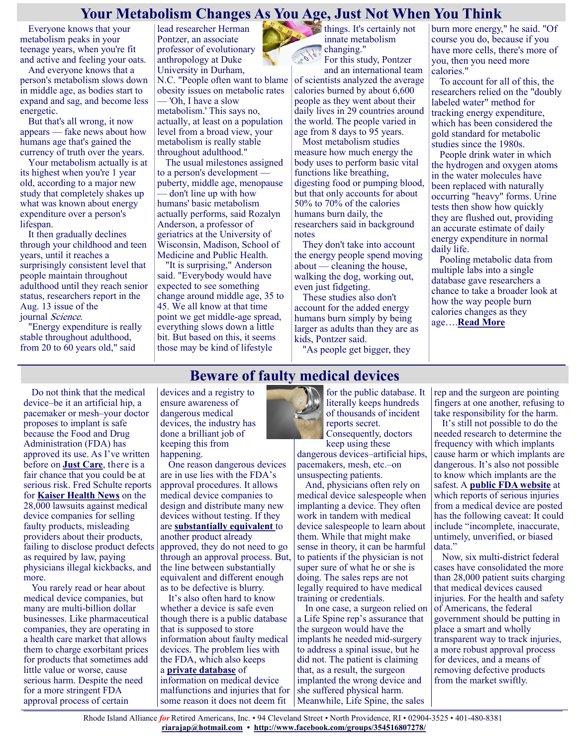# Your Metabolism Changes As You Age, Just Not When You Think

Everyone knows that your metabolism peaks in your teenage years, when you're fit and active and feeling your oats.

And everyone knows that a person's metabolism slows down in middle age, as bodies start to expand and sag, and become less energetic.

But that's all wrong, it now appears — fake news about how humans age that's gained the currency of truth over the years.

Your metabolism actually is at its highest when you're 1 year old, according to a major new study that completely shakes up what was known about energy expenditure over a person's lifespan.

It then gradually declines through your childhood and teen years, until it reaches a surprisingly consistent level that people maintain throughout adulthood until they reach senior status, researchers report in the Aug. 13 issue of the journal *Science*.

"Energy expenditure is really stable throughout adulthood, from 20 to 60 years old," said lead researcher Herman Pontzer, an associate professor of evolutionary anthropology at Duke University in Durham, N.C. "People often want to blame obesity issues on metabolic rates — 'Oh, I have a slow metabolism.' This says no, actually, at least on a population level from a broad view, your metabolism is really stable throughout adulthood."

The usual milestones assigned to a person's development — puberty, middle age, menopause — don't line up with how humans' basic metabolism actually performs, said Rozalyn Anderson, a professor of geriatrics at the University of Wisconsin, Madison, School of Medicine and Public Health.

"It is surprising," Anderson said. "Everybody would have expected to see something change around middle age, 35 to 45. We all know at that time point we get middle-age spread, everything slows down a little bit. But based on this, it seems those may be kind of lifestyle things. It's certainly not innate metabolism changing."

For this study, Pontzer and an international team of scientists analyzed the average calories burned by about 6,600 people as they went about their daily lives in 29 countries around the world. The people varied in age from 8 days to 95 years.

Most metabolism studies measure how much energy the body uses to perform basic vital functions like breathing, digesting food or pumping blood, but that only accounts for about 50% to 70% of the calories humans burn daily, the researchers said in background notes

They don't take into account the energy people spend moving about — cleaning the house, walking the dog, working out, even just fidgeting.

These studies also don't account for the added energy humans burn simply by being larger as adults than they are as kids, Pontzer said.

"As people get bigger, they burn more energy," he said. "Of course you do, because if you have more cells, there's more of you, then you need more calories."

To account for all of this, the researchers relied on the "doubly labeled water" method for tracking energy expenditure, which has been considered the gold standard for metabolic studies since the 1980s.

People drink water in which the hydrogen and oxygen atoms in the water molecules have been replaced with naturally occurring "heavy" forms. Urine tests then show how quickly they are flushed out, providing an accurate estimate of daily energy expenditure in normal daily life.

Pooling metabolic data from multiple labs into a single database gave researchers a chance to take a broader look at how the way people burn calories changes as they age.…**Read More**

# Beware of faulty medical devices

Do not think that the medical device–be it an artificial hip, a pacemaker or mesh–your doctor proposes to implant is safe because the Food and Drug Administration (FDA) has approved its use. As I've written before on **Just Care**, there is a fair chance that you could be at serious risk. Fred Schulte reports for **Kaiser Health News** on the 28,000 lawsuits against medical device companies for selling faulty products, misleading providers about their products, failing to disclose product defects as required by law, paying physicians illegal kickbacks, and more.

You rarely read or hear about medical device companies, but many are multi-billion dollar businesses. Like pharmaceutical companies, they are operating in a health care market that allows them to charge exorbitant prices for products that sometimes add little value or worse, cause serious harm. Despite the need for a more stringent FDA approval process of certain devices and a registry to ensure awareness of dangerous medical devices, the industry has done a brilliant job of keeping this from happening.

One reason dangerous devices are in use lies with the FDA's approval procedures. It allows medical device companies to design and distribute many new devices without testing. If they are **substantially equivalent** to another product already approved, they do not need to go through an approval process. But, the line between substantially equivalent and different enough as to be defective is blurry.

It's also often hard to know whether a device is safe even though there is a public database that is supposed to store information about faulty medical devices. The problem lies with the FDA, which also keeps a **private database** of information on medical device malfunctions and injuries that for some reason it does not deem fit for the public database. It literally keeps hundreds of thousands of incident reports secret. Consequently, doctors keep using these dangerous devices–artificial hips, pacemakers, mesh, etc.–on unsuspecting patients.

And, physicians often rely on medical device salespeople when implanting a device. They often work in tandem with medical device salespeople to learn about them. While that might make sense in theory, it can be harmful to patients if the physician is not super sure of what he or she is doing. The sales reps are not legally required to have medical training or credentials.

In one case, a surgeon relied on a Life Spine rep's assurance that the surgeon would have the implants he needed mid-surgery to address a spinal issue, but he did not. The patient is claiming that, as a result, the surgeon implanted the wrong device and she suffered physical harm. Meanwhile, Life Spine, the sales rep and the surgeon are pointing fingers at one another, refusing to take responsibility for the harm.

It's still not possible to do the needed research to determine the frequency with which implants cause harm or which implants are dangerous. It's also not possible to know which implants are the safest. A **public FDA website** at which reports of serious injuries from a medical device are posted has the following caveat: It could include "incomplete, inaccurate, untimely, unverified, or biased data."

Now, six multi-district federal cases have consolidated the more than 28,000 patient suits charging that medical devices caused injuries. For the health and safety of Americans, the federal government should be putting in place a smart and wholly transparent way to track injuries, a more robust approval process for devices, and a means of removing defective products from the market swiftly.

Rhode Island Alliance *for* Retired Americans, Inc. • 94 Cleveland Street • North Providence, RI • 02904-3525 • 401-480-8381
**riarajap@hotmail.com** • **http://www.facebook.com/groups/354516807278/**